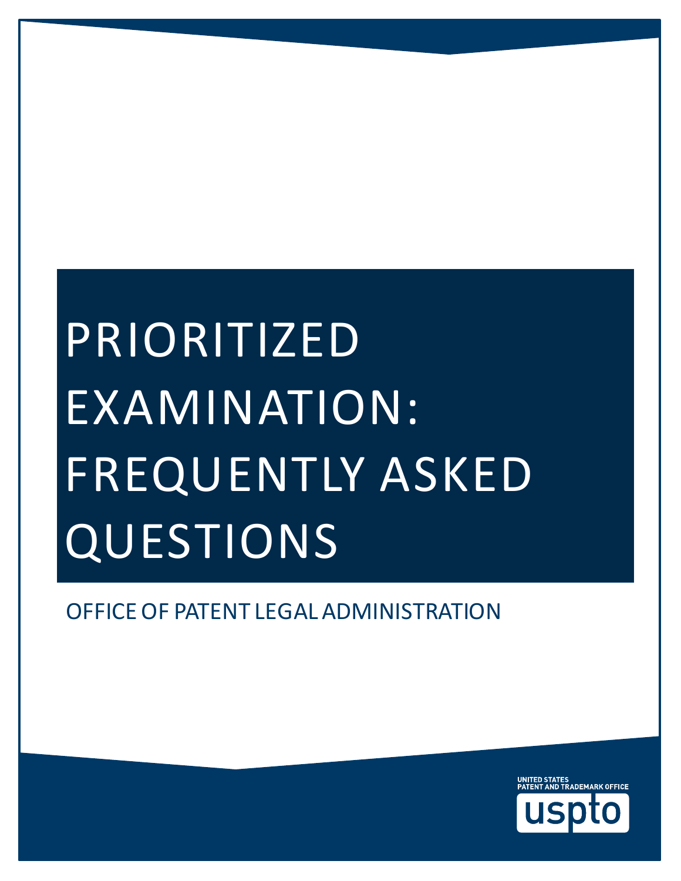# PRIORITIZED EXAMINATION: FREQUENTLY ASKED QUESTIONS

OFFICE OF PATENT LEGAL ADMINISTRATION

UNITED STATES PATENT AND TRADEMARK OFFICE

uspto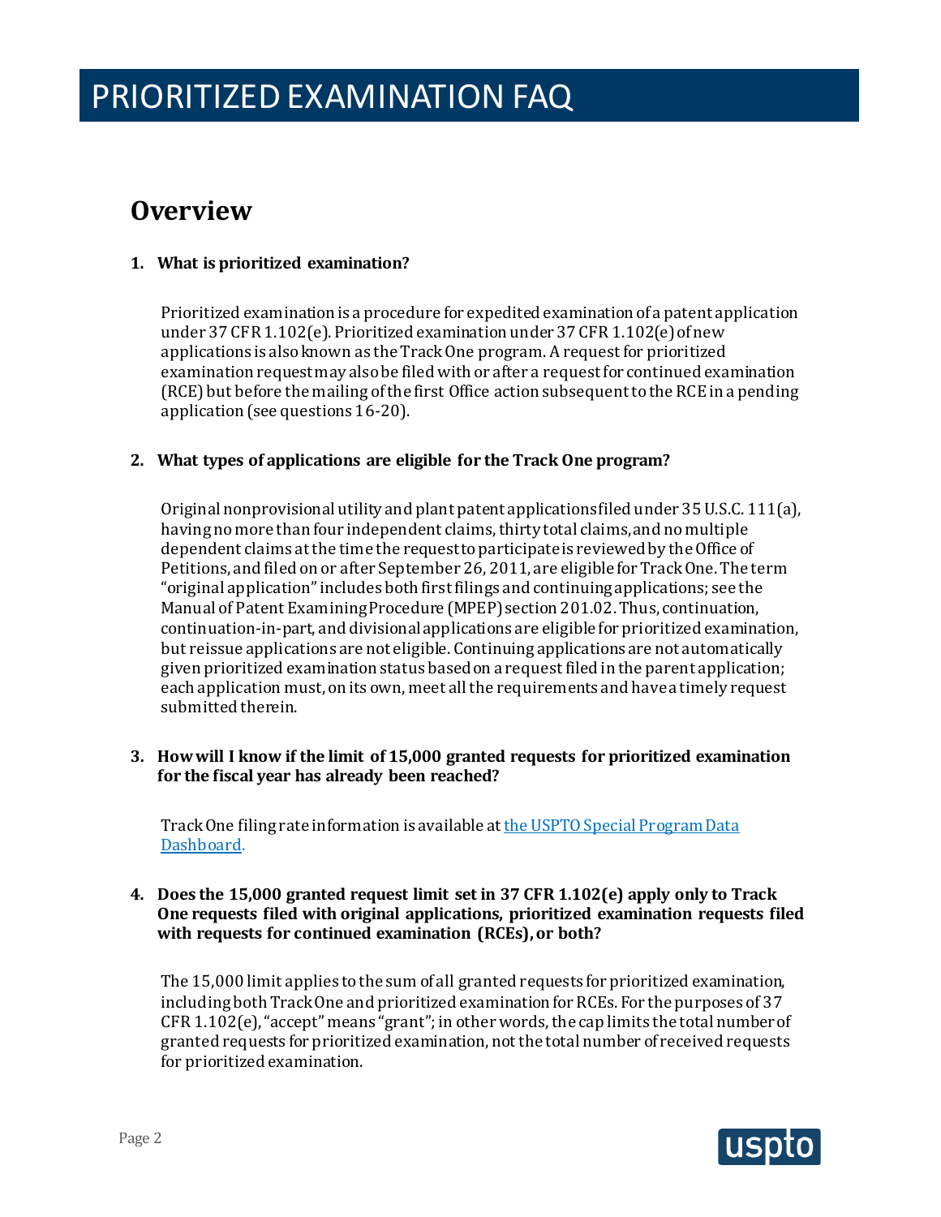# PRIORITIZED EXAMINATION FAQ

## Overview

**1. What is prioritized examination?**

Prioritized examination is a procedure for expedited examination of a patent application under 37 CFR 1.102(e). Prioritized examination under 37 CFR 1.102(e) of new applications is also known as the Track One program. A request for prioritized examination request may also be filed with or after a request for continued examination (RCE) but before the mailing of the first Office action subsequent to the RCE in a pending application (see questions 16-20).

**2. What types of applications are eligible for the Track One program?**

Original nonprovisional utility and plant patent applications filed under 35 U.S.C. 111(a), having no more than four independent claims, thirty total claims, and no multiple dependent claims at the time the request to participate is reviewed by the Office of Petitions, and filed on or after September 26, 2011, are eligible for Track One. The term "original application" includes both first filings and continuing applications; see the Manual of Patent Examining Procedure (MPEP) section 201.02. Thus, continuation, continuation-in-part, and divisional applications are eligible for prioritized examination, but reissue applications are not eligible. Continuing applications are not automatically given prioritized examination status based on a request filed in the parent application; each application must, on its own, meet all the requirements and have a timely request submitted therein.

**3. How will I know if the limit of 15,000 granted requests for prioritized examination for the fiscal year has already been reached?**

Track One filing rate information is available at [the USPTO Special Program Data Dashboard.]()

**4. Does the 15,000 granted request limit set in 37 CFR 1.102(e) apply only to Track One requests filed with original applications, prioritized examination requests filed with requests for continued examination (RCEs), or both?**

The 15,000 limit applies to the sum of all granted requests for prioritized examination, including both Track One and prioritized examination for RCEs. For the purposes of 37 CFR 1.102(e), "accept" means "grant"; in other words, the cap limits the total number of granted requests for prioritized examination, not the total number of received requests for prioritized examination.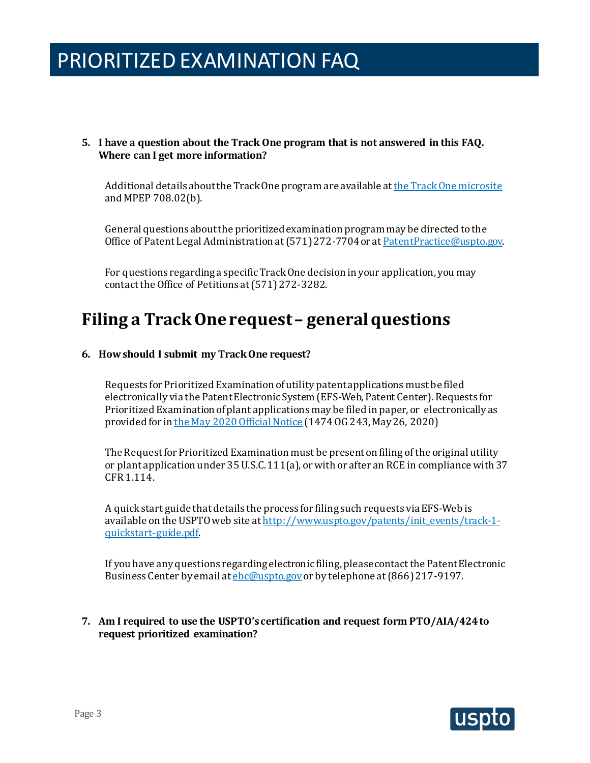**5. I have a question about the Track One program that is not answered in this FAQ. Where can I get more information?**

Additional details about the Track One program are available at [the Track One microsite](#) and MPEP 708.02(b).

General questions about the prioritized examination program may be directed to the Office of Patent Legal Administration at (571) 272-7704 or at PatentPractice@uspto.gov.

For questions regarding a specific Track One decision in your application, you may contact the Office of Petitions at (571) 272-3282.

## Filing a Track One request – general questions

**6. How should I submit my Track One request?**

Requests for Prioritized Examination of utility patent applications must be filed electronically via the Patent Electronic System (EFS-Web, Patent Center). Requests for Prioritized Examination of plant applications may be filed in paper, or electronically as provided for in [the May 2020 Official Notice](#) (1474 OG 243, May 26, 2020)

The Request for Prioritized Examination must be present on filing of the original utility or plant application under 35 U.S.C. 111(a), or with or after an RCE in compliance with 37 CFR 1.114.

A quick start guide that details the process for filing such requests via EFS-Web is available on the USPTO web site at http://www.uspto.gov/patents/init_events/track-1-quickstart-guide.pdf.

If you have any questions regarding electronic filing, please contact the Patent Electronic Business Center by email at ebc@uspto.gov or by telephone at (866) 217-9197.

**7. Am I required to use the USPTO's certification and request form PTO/AIA/424 to request prioritized examination?**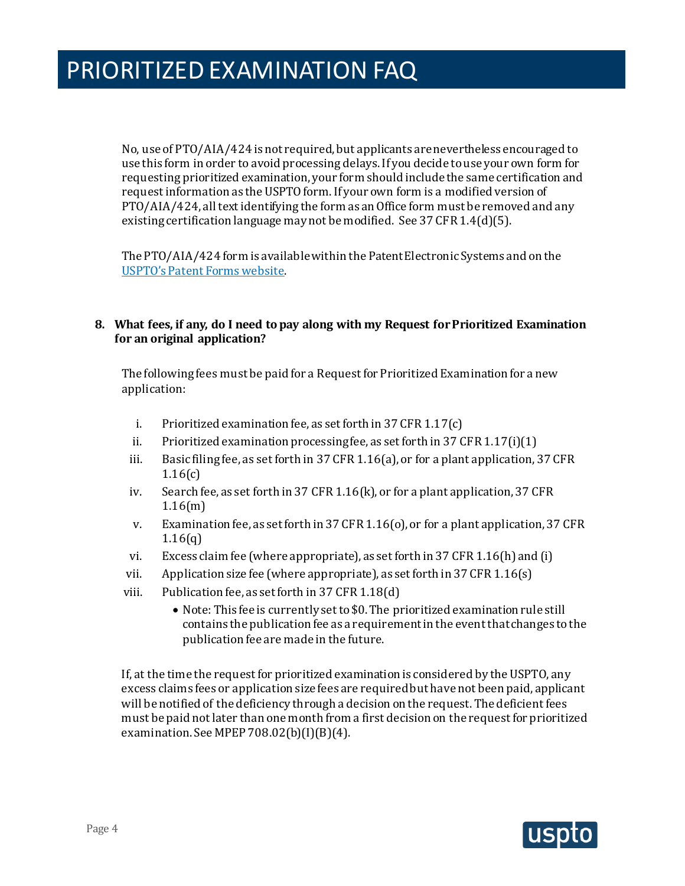No, use of PTO/AIA/424 is not required, but applicants are nevertheless encouraged to use this form in order to avoid processing delays. If you decide to use your own form for requesting prioritized examination, your form should include the same certification and request information as the USPTO form. If your own form is a modified version of PTO/AIA/424, all text identifying the form as an Office form must be removed and any existing certification language may not be modified. See 37 CFR 1.4(d)(5).

The PTO/AIA/424 form is available within the Patent Electronic Systems and on the [USPTO's Patent Forms website](USPTO's Patent Forms website).

**8. What fees, if any, do I need to pay along with my Request for Prioritized Examination for an original application?**

The following fees must be paid for a Request for Prioritized Examination for a new application:

- i. Prioritized examination fee, as set forth in 37 CFR 1.17(c)
- ii. Prioritized examination processing fee, as set forth in 37 CFR 1.17(i)(1)
- iii. Basic filing fee, as set forth in 37 CFR 1.16(a), or for a plant application, 37 CFR 1.16(c)
- iv. Search fee, as set forth in 37 CFR 1.16(k), or for a plant application, 37 CFR 1.16(m)
- v. Examination fee, as set forth in 37 CFR 1.16(o), or for a plant application, 37 CFR 1.16(q)
- vi. Excess claim fee (where appropriate), as set forth in 37 CFR 1.16(h) and (i)
- vii. Application size fee (where appropriate), as set forth in 37 CFR 1.16(s)
- viii. Publication fee, as set forth in 37 CFR 1.18(d)
  - Note: This fee is currently set to $0. The prioritized examination rule still contains the publication fee as a requirement in the event that changes to the publication fee are made in the future.

If, at the time the request for prioritized examination is considered by the USPTO, any excess claims fees or application size fees are required but have not been paid, applicant will be notified of the deficiency through a decision on the request. The deficient fees must be paid not later than one month from a first decision on the request for prioritized examination. See MPEP 708.02(b)(I)(B)(4).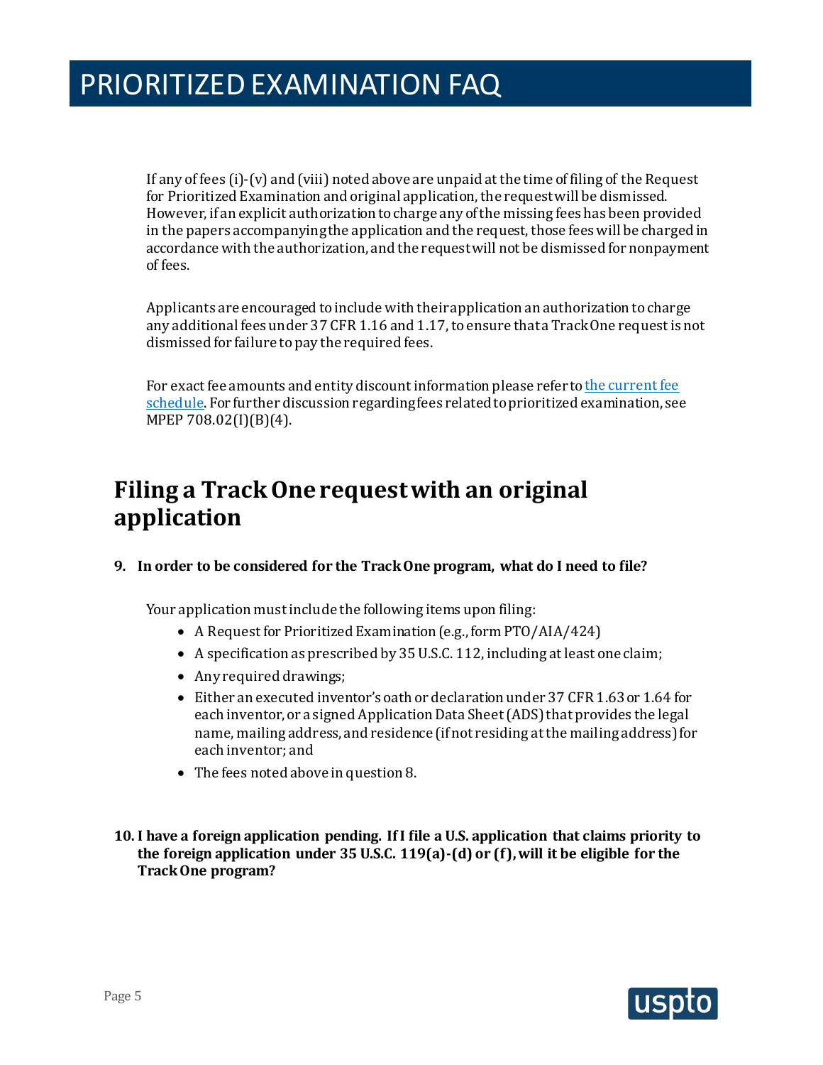If any of fees (i)-(v) and (viii) noted above are unpaid at the time of filing of the Request for Prioritized Examination and original application, the request will be dismissed. However, if an explicit authorization to charge any of the missing fees has been provided in the papers accompanying the application and the request, those fees will be charged in accordance with the authorization, and the request will not be dismissed for nonpayment of fees.

Applicants are encouraged to include with their application an authorization to charge any additional fees under 37 CFR 1.16 and 1.17, to ensure that a Track One request is not dismissed for failure to pay the required fees.

For exact fee amounts and entity discount information please refer to [the current fee schedule](). For further discussion regarding fees related to prioritized examination, see MPEP 708.02(I)(B)(4).

## Filing a Track One request with an original application

**9. In order to be considered for the Track One program, what do I need to file?**

Your application must include the following items upon filing:

- A Request for Prioritized Examination (e.g., form PTO/AIA/424)
- A specification as prescribed by 35 U.S.C. 112, including at least one claim;
- Any required drawings;
- Either an executed inventor's oath or declaration under 37 CFR 1.63 or 1.64 for each inventor, or a signed Application Data Sheet (ADS) that provides the legal name, mailing address, and residence (if not residing at the mailing address) for each inventor; and
- The fees noted above in question 8.

**10. I have a foreign application pending. If I file a U.S. application that claims priority to the foreign application under 35 U.S.C. 119(a)-(d) or (f), will it be eligible for the Track One program?**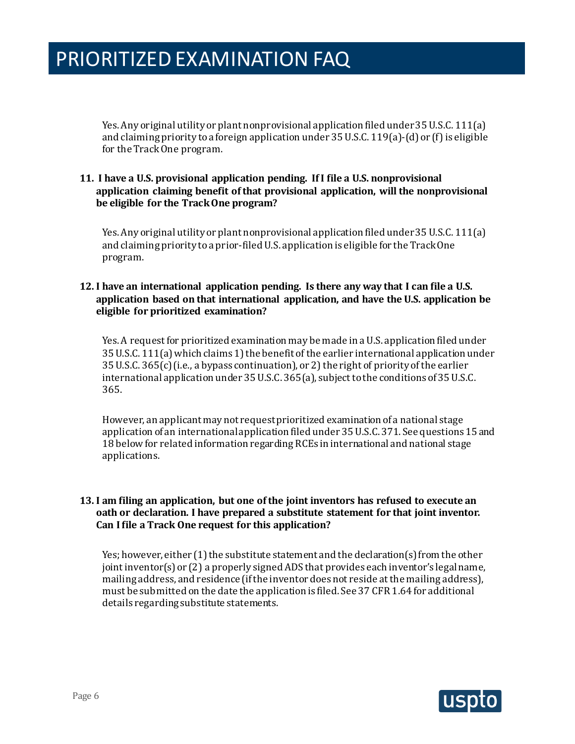Yes. Any original utility or plant nonprovisional application filed under 35 U.S.C. 111(a) and claiming priority to a foreign application under 35 U.S.C. 119(a)-(d) or (f) is eligible for the Track One program.

**11. I have a U.S. provisional application pending. If I file a U.S. nonprovisional application claiming benefit of that provisional application, will the nonprovisional be eligible for the Track One program?**

Yes. Any original utility or plant nonprovisional application filed under 35 U.S.C. 111(a) and claiming priority to a prior-filed U.S. application is eligible for the Track One program.

**12. I have an international application pending. Is there any way that I can file a U.S. application based on that international application, and have the U.S. application be eligible for prioritized examination?**

Yes. A request for prioritized examination may be made in a U.S. application filed under 35 U.S.C. 111(a) which claims 1) the benefit of the earlier international application under 35 U.S.C. 365(c) (i.e., a bypass continuation), or 2) the right of priority of the earlier international application under 35 U.S.C. 365(a), subject to the conditions of 35 U.S.C. 365.

However, an applicant may not request prioritized examination of a national stage application of an international application filed under 35 U.S.C. 371. See questions 15 and 18 below for related information regarding RCEs in international and national stage applications.

**13. I am filing an application, but one of the joint inventors has refused to execute an oath or declaration. I have prepared a substitute statement for that joint inventor. Can I file a Track One request for this application?**

Yes; however, either (1) the substitute statement and the declaration(s) from the other joint inventor(s) or (2) a properly signed ADS that provides each inventor's legal name, mailing address, and residence (if the inventor does not reside at the mailing address), must be submitted on the date the application is filed. See 37 CFR 1.64 for additional details regarding substitute statements.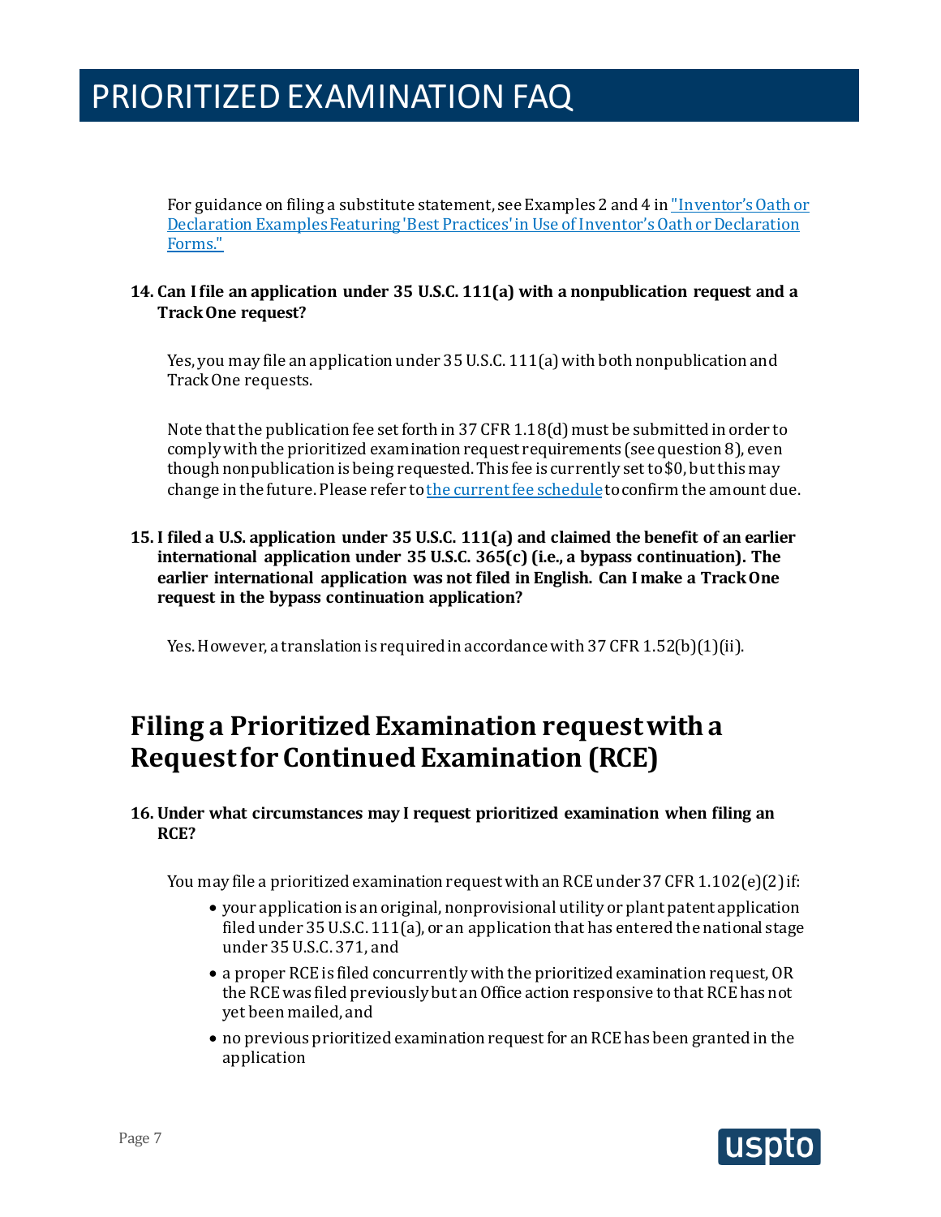For guidance on filing a substitute statement, see Examples 2 and 4 in ["Inventor's Oath or Declaration Examples Featuring 'Best Practices' in Use of Inventor's Oath or Declaration Forms."]

**14. Can I file an application under 35 U.S.C. 111(a) with a nonpublication request and a Track One request?**

Yes, you may file an application under 35 U.S.C. 111(a) with both nonpublication and Track One requests.

Note that the publication fee set forth in 37 CFR 1.18(d) must be submitted in order to comply with the prioritized examination request requirements (see question 8), even though nonpublication is being requested. This fee is currently set to $0, but this may change in the future. Please refer to [the current fee schedule] to confirm the amount due.

**15. I filed a U.S. application under 35 U.S.C. 111(a) and claimed the benefit of an earlier international application under 35 U.S.C. 365(c) (i.e., a bypass continuation). The earlier international application was not filed in English. Can I make a Track One request in the bypass continuation application?**

Yes. However, a translation is required in accordance with 37 CFR 1.52(b)(1)(ii).

## Filing a Prioritized Examination request with a Request for Continued Examination (RCE)

**16. Under what circumstances may I request prioritized examination when filing an RCE?**

You may file a prioritized examination request with an RCE under 37 CFR 1.102(e)(2) if:

- your application is an original, nonprovisional utility or plant patent application filed under 35 U.S.C. 111(a), or an application that has entered the national stage under 35 U.S.C. 371, and
- a proper RCE is filed concurrently with the prioritized examination request, OR the RCE was filed previously but an Office action responsive to that RCE has not yet been mailed, and
- no previous prioritized examination request for an RCE has been granted in the application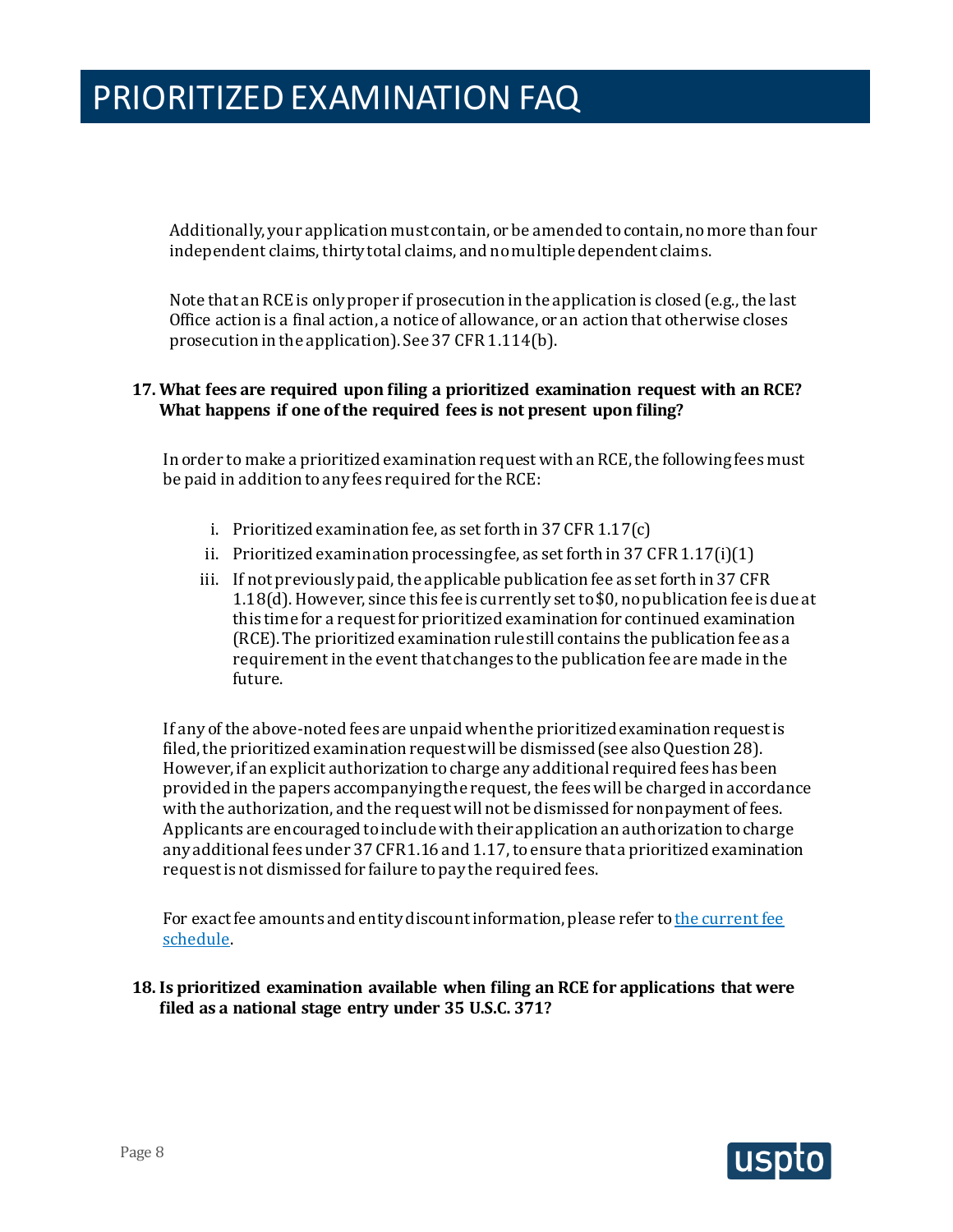Additionally, your application must contain, or be amended to contain, no more than four independent claims, thirty total claims, and no multiple dependent claims.

Note that an RCE is only proper if prosecution in the application is closed (e.g., the last Office action is a final action, a notice of allowance, or an action that otherwise closes prosecution in the application). See 37 CFR 1.114(b).

**17. What fees are required upon filing a prioritized examination request with an RCE? What happens if one of the required fees is not present upon filing?**

In order to make a prioritized examination request with an RCE, the following fees must be paid in addition to any fees required for the RCE:

i. Prioritized examination fee, as set forth in 37 CFR 1.17(c)
ii. Prioritized examination processing fee, as set forth in 37 CFR 1.17(i)(1)
iii. If not previously paid, the applicable publication fee as set forth in 37 CFR 1.18(d). However, since this fee is currently set to $0, no publication fee is due at this time for a request for prioritized examination for continued examination (RCE). The prioritized examination rule still contains the publication fee as a requirement in the event that changes to the publication fee are made in the future.

If any of the above-noted fees are unpaid when the prioritized examination request is filed, the prioritized examination request will be dismissed (see also Question 28). However, if an explicit authorization to charge any additional required fees has been provided in the papers accompanying the request, the fees will be charged in accordance with the authorization, and the request will not be dismissed for nonpayment of fees. Applicants are encouraged to include with their application an authorization to charge any additional fees under 37 CFR 1.16 and 1.17, to ensure that a prioritized examination request is not dismissed for failure to pay the required fees.

For exact fee amounts and entity discount information, please refer to [the current fee schedule](#).

**18. Is prioritized examination available when filing an RCE for applications that were filed as a national stage entry under 35 U.S.C. 371?**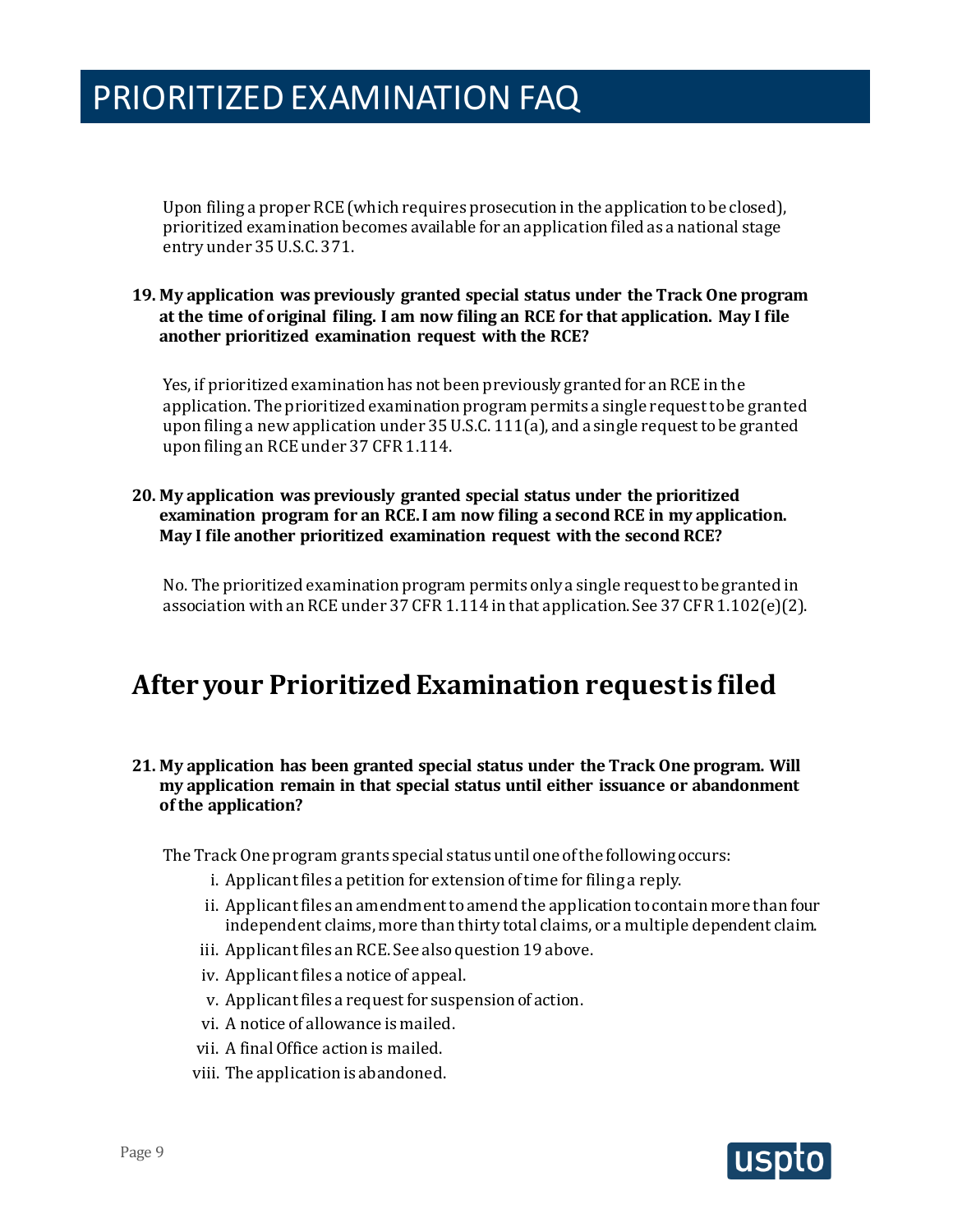Upon filing a proper RCE (which requires prosecution in the application to be closed), prioritized examination becomes available for an application filed as a national stage entry under 35 U.S.C. 371.

**19. My application was previously granted special status under the Track One program at the time of original filing. I am now filing an RCE for that application. May I file another prioritized examination request with the RCE?**

Yes, if prioritized examination has not been previously granted for an RCE in the application. The prioritized examination program permits a single request to be granted upon filing a new application under 35 U.S.C. 111(a), and a single request to be granted upon filing an RCE under 37 CFR 1.114.

**20. My application was previously granted special status under the prioritized examination program for an RCE. I am now filing a second RCE in my application. May I file another prioritized examination request with the second RCE?**

No. The prioritized examination program permits only a single request to be granted in association with an RCE under 37 CFR 1.114 in that application. See 37 CFR 1.102(e)(2).

## After your Prioritized Examination request is filed

**21. My application has been granted special status under the Track One program. Will my application remain in that special status until either issuance or abandonment of the application?**

The Track One program grants special status until one of the following occurs:

- i. Applicant files a petition for extension of time for filing a reply.
- ii. Applicant files an amendment to amend the application to contain more than four independent claims, more than thirty total claims, or a multiple dependent claim.
- iii. Applicant files an RCE. See also question 19 above.
- iv. Applicant files a notice of appeal.
- v. Applicant files a request for suspension of action.
- vi. A notice of allowance is mailed.
- vii. A final Office action is mailed.
- viii. The application is abandoned.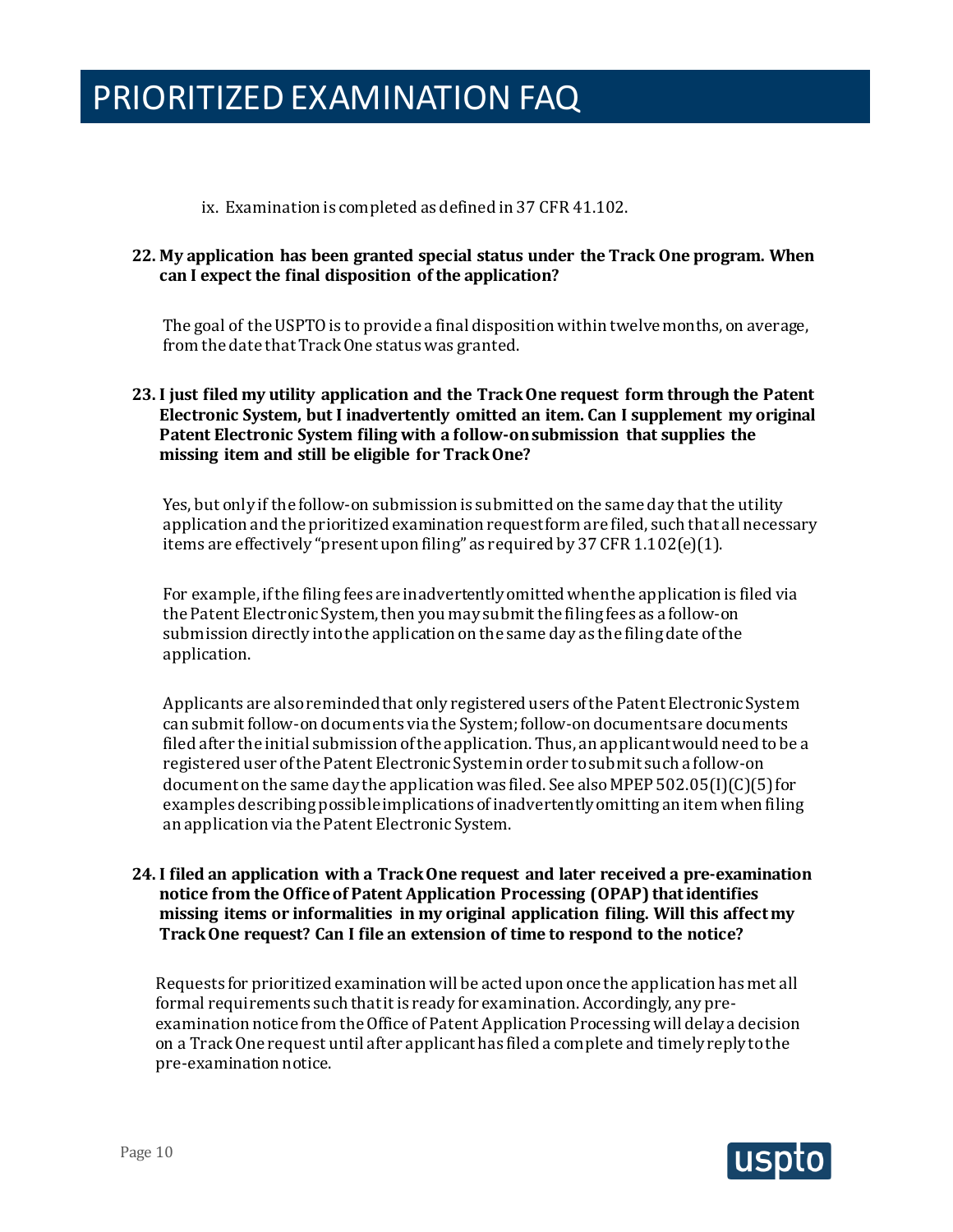ix. Examination is completed as defined in 37 CFR 41.102.

**22. My application has been granted special status under the Track One program. When can I expect the final disposition of the application?**

The goal of the USPTO is to provide a final disposition within twelve months, on average, from the date that Track One status was granted.

**23. I just filed my utility application and the Track One request form through the Patent Electronic System, but I inadvertently omitted an item. Can I supplement my original Patent Electronic System filing with a follow-on submission that supplies the missing item and still be eligible for Track One?**

Yes, but only if the follow-on submission is submitted on the same day that the utility application and the prioritized examination request form are filed, such that all necessary items are effectively "present upon filing" as required by 37 CFR 1.102(e)(1).

For example, if the filing fees are inadvertently omitted when the application is filed via the Patent Electronic System, then you may submit the filing fees as a follow-on submission directly into the application on the same day as the filing date of the application.

Applicants are also reminded that only registered users of the Patent Electronic System can submit follow-on documents via the System; follow-on documents are documents filed after the initial submission of the application. Thus, an applicant would need to be a registered user of the Patent Electronic System in order to submit such a follow-on document on the same day the application was filed. See also MPEP 502.05(I)(C)(5) for examples describing possible implications of inadvertently omitting an item when filing an application via the Patent Electronic System.

**24. I filed an application with a Track One request and later received a pre-examination notice from the Office of Patent Application Processing (OPAP) that identifies missing items or informalities in my original application filing. Will this affect my Track One request? Can I file an extension of time to respond to the notice?**

Requests for prioritized examination will be acted upon once the application has met all formal requirements such that it is ready for examination. Accordingly, any pre-examination notice from the Office of Patent Application Processing will delay a decision on a Track One request until after applicant has filed a complete and timely reply to the pre-examination notice.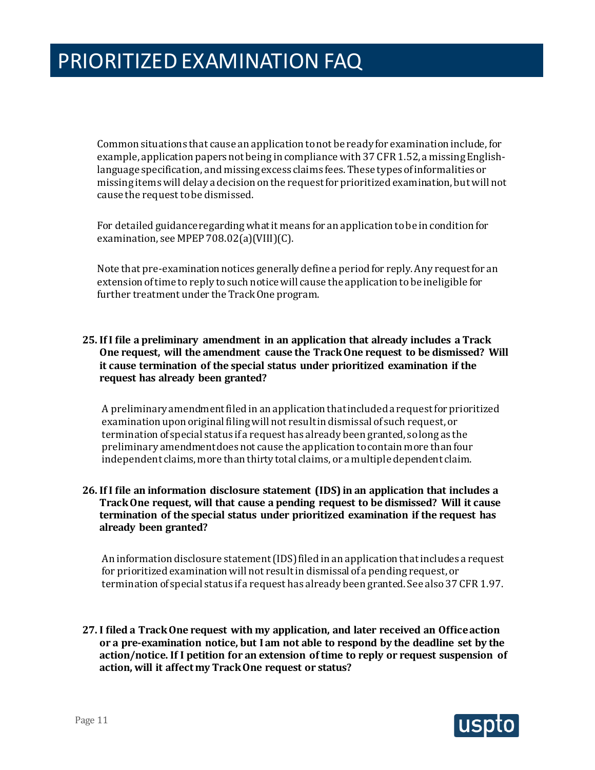Common situations that cause an application to not be ready for examination include, for example, application papers not being in compliance with 37 CFR 1.52, a missing English-language specification, and missing excess claims fees. These types of informalities or missing items will delay a decision on the request for prioritized examination, but will not cause the request to be dismissed.

For detailed guidance regarding what it means for an application to be in condition for examination, see MPEP 708.02(a)(VIII)(C).

Note that pre-examination notices generally define a period for reply. Any request for an extension of time to reply to such notice will cause the application to be ineligible for further treatment under the Track One program.

**25. If I file a preliminary amendment in an application that already includes a Track One request, will the amendment cause the Track One request to be dismissed? Will it cause termination of the special status under prioritized examination if the request has already been granted?**

A preliminary amendment filed in an application that included a request for prioritized examination upon original filing will not result in dismissal of such request, or termination of special status if a request has already been granted, so long as the preliminary amendment does not cause the application to contain more than four independent claims, more than thirty total claims, or a multiple dependent claim.

**26. If I file an information disclosure statement (IDS) in an application that includes a Track One request, will that cause a pending request to be dismissed? Will it cause termination of the special status under prioritized examination if the request has already been granted?**

An information disclosure statement (IDS) filed in an application that includes a request for prioritized examination will not result in dismissal of a pending request, or termination of special status if a request has already been granted. See also 37 CFR 1.97.

**27. I filed a Track One request with my application, and later received an Office action or a pre-examination notice, but I am not able to respond by the deadline set by the action/notice. If I petition for an extension of time to reply or request suspension of action, will it affect my Track One request or status?**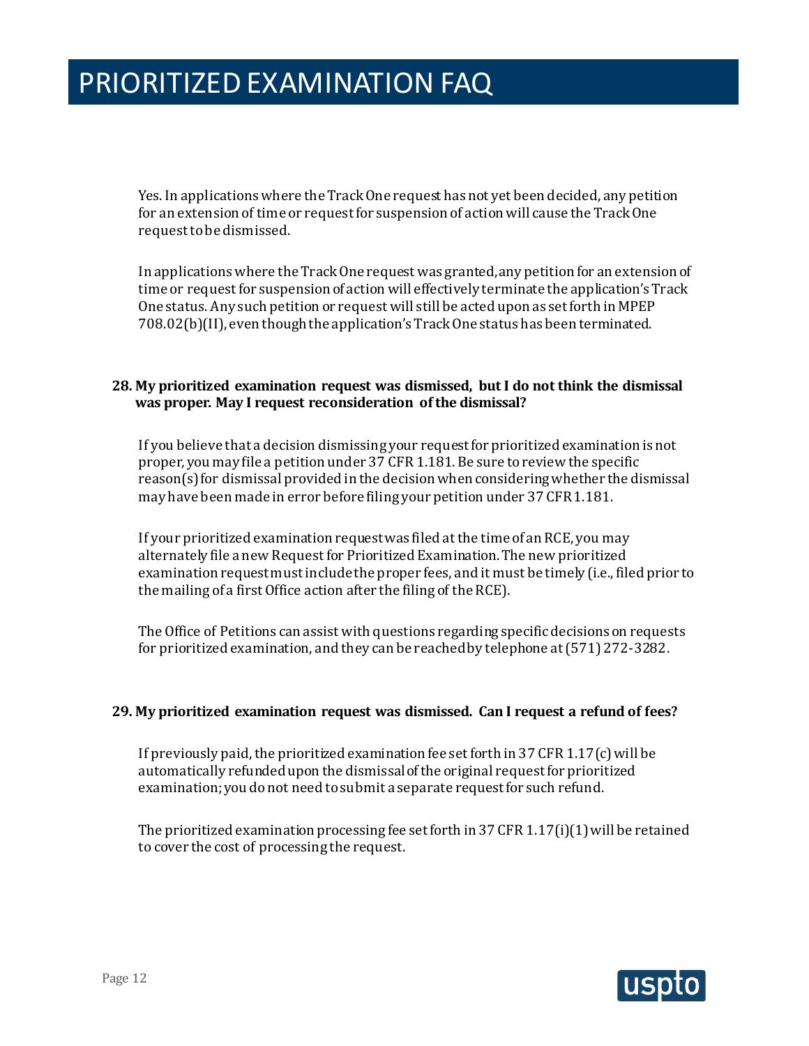Yes. In applications where the Track One request has not yet been decided, any petition for an extension of time or request for suspension of action will cause the Track One request to be dismissed.

In applications where the Track One request was granted, any petition for an extension of time or request for suspension of action will effectively terminate the application's Track One status. Any such petition or request will still be acted upon as set forth in MPEP 708.02(b)(II), even though the application's Track One status has been terminated.

**28. My prioritized examination request was dismissed, but I do not think the dismissal was proper. May I request reconsideration of the dismissal?**

If you believe that a decision dismissing your request for prioritized examination is not proper, you may file a petition under 37 CFR 1.181. Be sure to review the specific reason(s) for dismissal provided in the decision when considering whether the dismissal may have been made in error before filing your petition under 37 CFR 1.181.

If your prioritized examination request was filed at the time of an RCE, you may alternately file a new Request for Prioritized Examination. The new prioritized examination request must include the proper fees, and it must be timely (i.e., filed prior to the mailing of a first Office action after the filing of the RCE).

The Office of Petitions can assist with questions regarding specific decisions on requests for prioritized examination, and they can be reached by telephone at (571) 272-3282.

**29. My prioritized examination request was dismissed. Can I request a refund of fees?**

If previously paid, the prioritized examination fee set forth in 37 CFR 1.17(c) will be automatically refunded upon the dismissal of the original request for prioritized examination; you do not need to submit a separate request for such refund.

The prioritized examination processing fee set forth in 37 CFR 1.17(i)(1) will be retained to cover the cost of processing the request.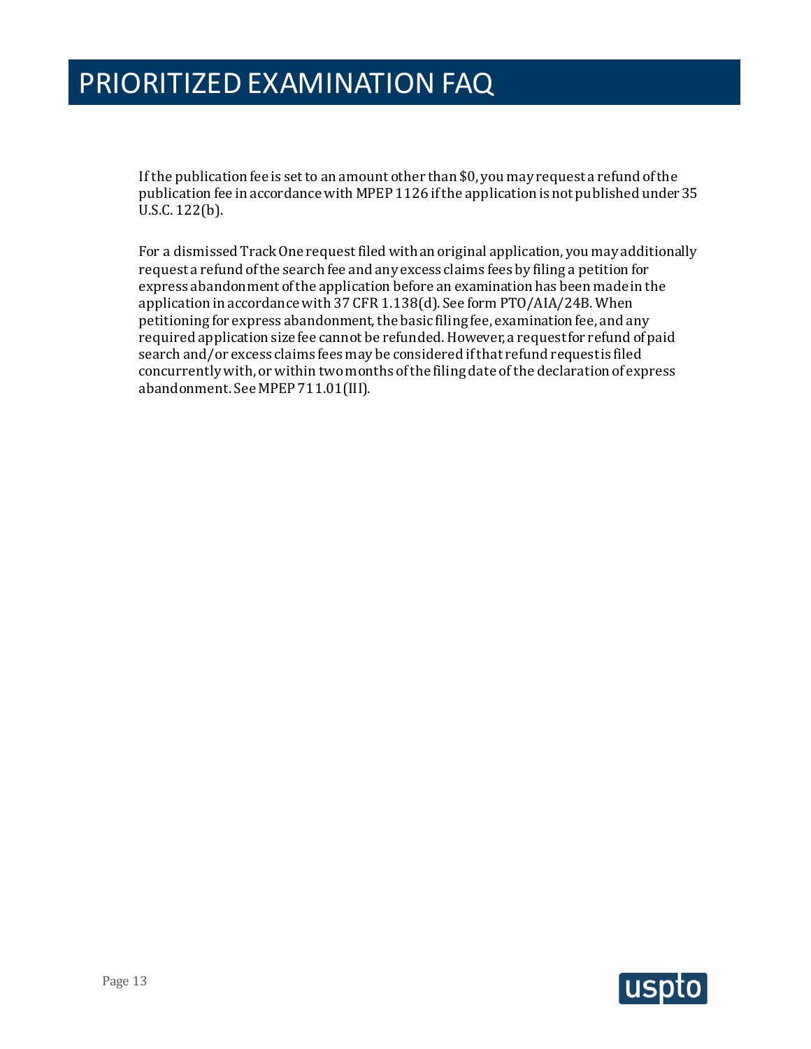If the publication fee is set to an amount other than $0, you may request a refund of the publication fee in accordance with MPEP 1126 if the application is not published under 35 U.S.C. 122(b).

For a dismissed Track One request filed with an original application, you may additionally request a refund of the search fee and any excess claims fees by filing a petition for express abandonment of the application before an examination has been made in the application in accordance with 37 CFR 1.138(d). See form PTO/AIA/24B. When petitioning for express abandonment, the basic filing fee, examination fee, and any required application size fee cannot be refunded. However, a request for refund of paid search and/or excess claims fees may be considered if that refund request is filed concurrently with, or within two months of the filing date of the declaration of express abandonment. See MPEP 711.01(III).